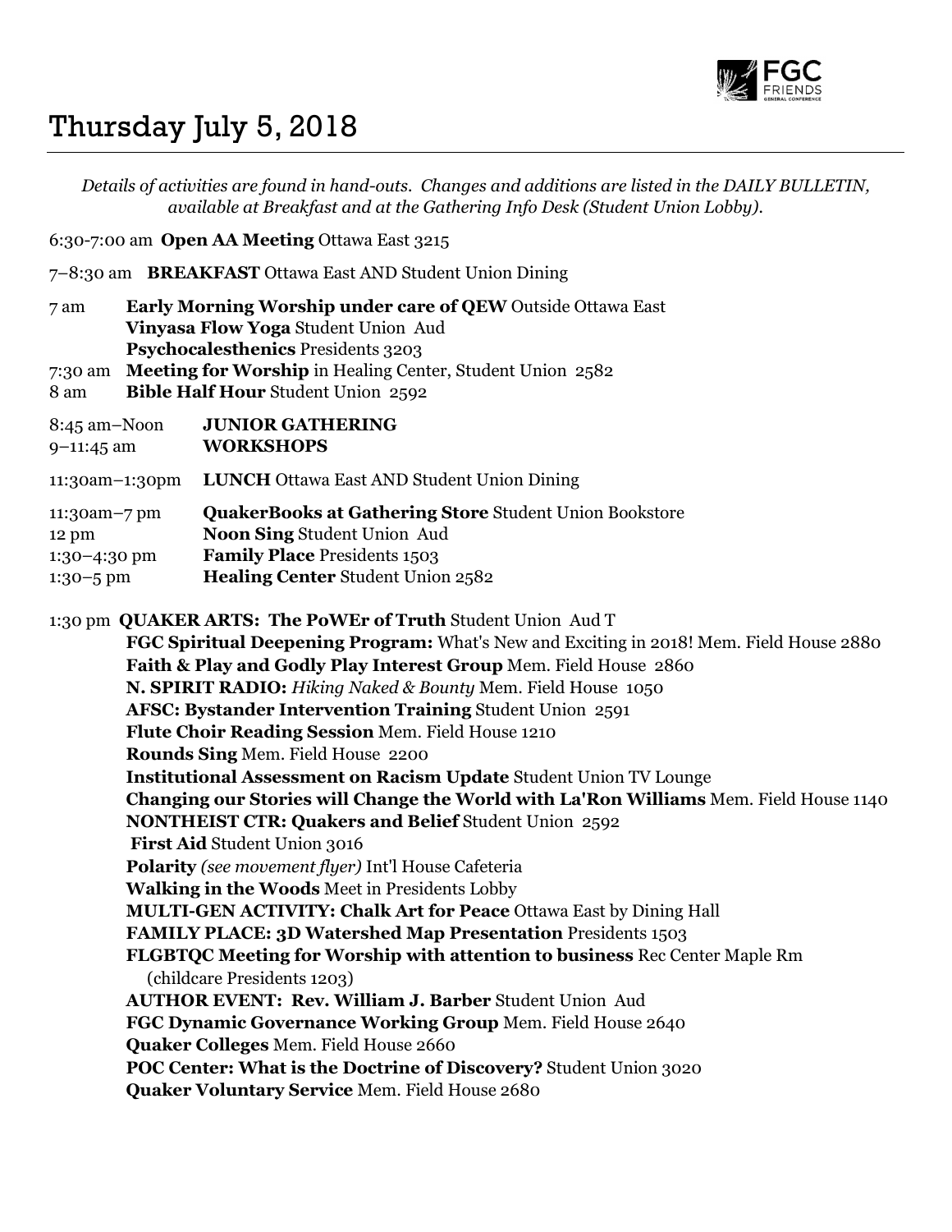# Thursday July 5, 2018

*Details of activities are found in hand-outs. Changes and additions are listed in the DAILY BULLETIN, available at Breakfast and at the Gathering Info Desk (Student Union Lobby).*

6:30-7:00 am **Open AA Meeting** Ottawa East 3215

7–8:30 am **BREAKFAST** Ottawa East AND Student Union Dining

7 am **Early Morning Worship under care of QEW** Outside Ottawa East
**Vinyasa Flow Yoga** Student Union Aud
**Psychocalesthenics** Presidents 3203

7:30 am **Meeting for Worship** in Healing Center, Student Union 2582

8 am **Bible Half Hour** Student Union 2592

8:45 am–Noon **JUNIOR GATHERING**
9–11:45 am **WORKSHOPS**

11:30am–1:30pm **LUNCH** Ottawa East AND Student Union Dining

11:30am–7 pm **QuakerBooks at Gathering Store** Student Union Bookstore
12 pm **Noon Sing** Student Union Aud
1:30–4:30 pm **Family Place** Presidents 1503
1:30–5 pm **Healing Center** Student Union 2582

1:30 pm **QUAKER ARTS: The PoWEr of Truth** Student Union Aud T
**FGC Spiritual Deepening Program:** What's New and Exciting in 2018! Mem. Field House 2880
**Faith & Play and Godly Play Interest Group** Mem. Field House 2860
**N. SPIRIT RADIO:** *Hiking Naked & Bounty* Mem. Field House 1050
**AFSC: Bystander Intervention Training** Student Union 2591
**Flute Choir Reading Session** Mem. Field House 1210
**Rounds Sing** Mem. Field House 2200
**Institutional Assessment on Racism Update** Student Union TV Lounge
**Changing our Stories will Change the World with La'Ron Williams** Mem. Field House 1140
**NONTHEIST CTR: Quakers and Belief** Student Union 2592
**First Aid** Student Union 3016
**Polarity** *(see movement flyer)* Int'l House Cafeteria
**Walking in the Woods** Meet in Presidents Lobby
**MULTI-GEN ACTIVITY: Chalk Art for Peace** Ottawa East by Dining Hall
**FAMILY PLACE: 3D Watershed Map Presentation** Presidents 1503
**FLGBTQC Meeting for Worship with attention to business** Rec Center Maple Rm (childcare Presidents 1203)
**AUTHOR EVENT: Rev. William J. Barber** Student Union Aud
**FGC Dynamic Governance Working Group** Mem. Field House 2640
**Quaker Colleges** Mem. Field House 2660
**POC Center: What is the Doctrine of Discovery?** Student Union 3020
**Quaker Voluntary Service** Mem. Field House 2680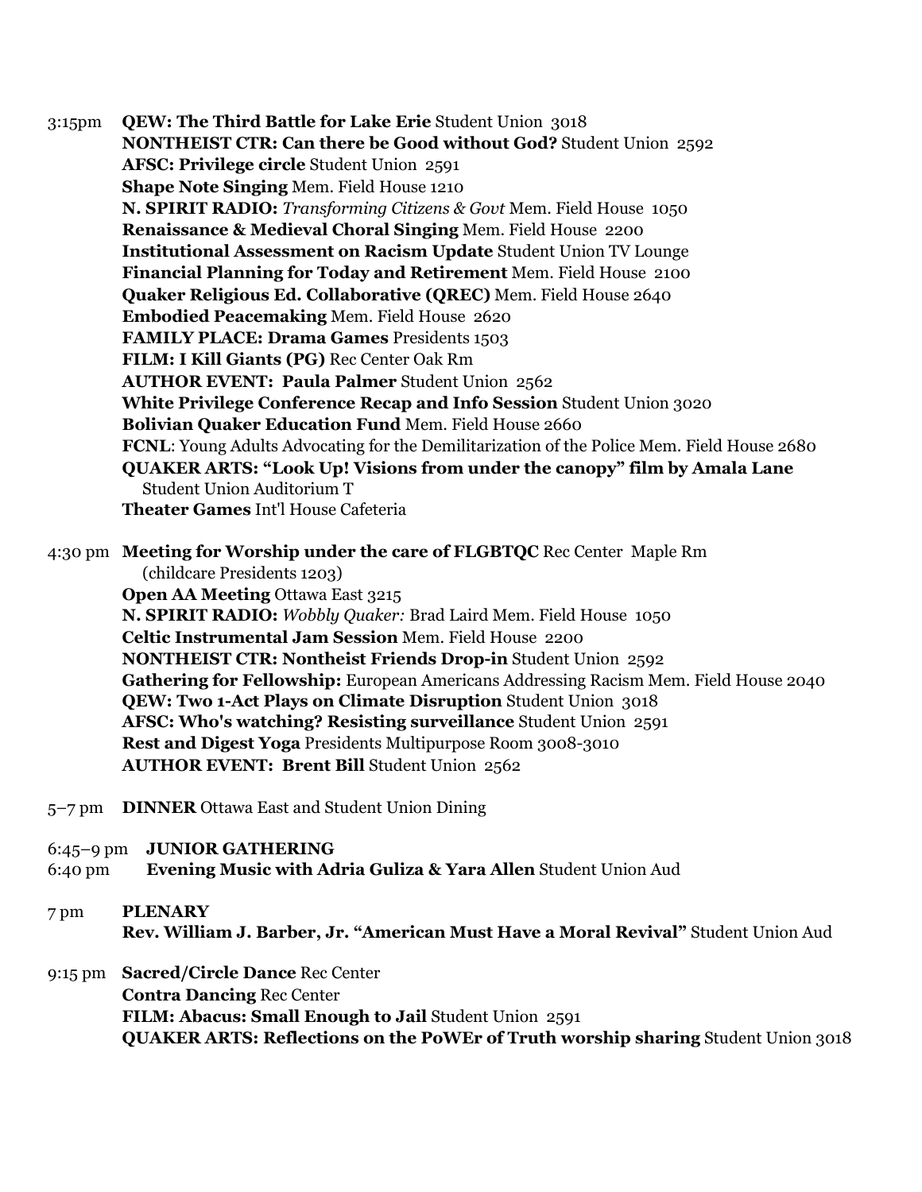3:15pm **QEW: The Third Battle for Lake Erie** Student Union 3018
**NONTHEIST CTR: Can there be Good without God?** Student Union 2592
**AFSC: Privilege circle** Student Union 2591
**Shape Note Singing** Mem. Field House 1210
**N. SPIRIT RADIO:** *Transforming Citizens & Govt* Mem. Field House 1050
**Renaissance & Medieval Choral Singing** Mem. Field House 2200
**Institutional Assessment on Racism Update** Student Union TV Lounge
**Financial Planning for Today and Retirement** Mem. Field House 2100
**Quaker Religious Ed. Collaborative (QREC)** Mem. Field House 2640
**Embodied Peacemaking** Mem. Field House 2620
**FAMILY PLACE: Drama Games** Presidents 1503
**FILM: I Kill Giants (PG)** Rec Center Oak Rm
**AUTHOR EVENT: Paula Palmer** Student Union 2562
**White Privilege Conference Recap and Info Session** Student Union 3020
**Bolivian Quaker Education Fund** Mem. Field House 2660
**FCNL**: Young Adults Advocating for the Demilitarization of the Police Mem. Field House 2680
**QUAKER ARTS: "Look Up! Visions from under the canopy" film by Amala Lane** Student Union Auditorium T
**Theater Games** Int'l House Cafeteria

4:30 pm **Meeting for Worship under the care of FLGBTQC** Rec Center Maple Rm (childcare Presidents 1203)
**Open AA Meeting** Ottawa East 3215
**N. SPIRIT RADIO:** *Wobbly Quaker:* Brad Laird Mem. Field House 1050
**Celtic Instrumental Jam Session** Mem. Field House 2200
**NONTHEIST CTR: Nontheist Friends Drop-in** Student Union 2592
**Gathering for Fellowship:** European Americans Addressing Racism Mem. Field House 2040
**QEW: Two 1-Act Plays on Climate Disruption** Student Union 3018
**AFSC: Who's watching? Resisting surveillance** Student Union 2591
**Rest and Digest Yoga** Presidents Multipurpose Room 3008-3010
**AUTHOR EVENT: Brent Bill** Student Union 2562

5–7 pm **DINNER** Ottawa East and Student Union Dining

6:45–9 pm **JUNIOR GATHERING**
6:40 pm **Evening Music with Adria Guliza & Yara Allen** Student Union Aud

7 pm **PLENARY**
**Rev. William J. Barber, Jr. "American Must Have a Moral Revival"** Student Union Aud

9:15 pm **Sacred/Circle Dance** Rec Center
**Contra Dancing** Rec Center
**FILM: Abacus: Small Enough to Jail** Student Union 2591
**QUAKER ARTS: Reflections on the PoWEr of Truth worship sharing** Student Union 3018